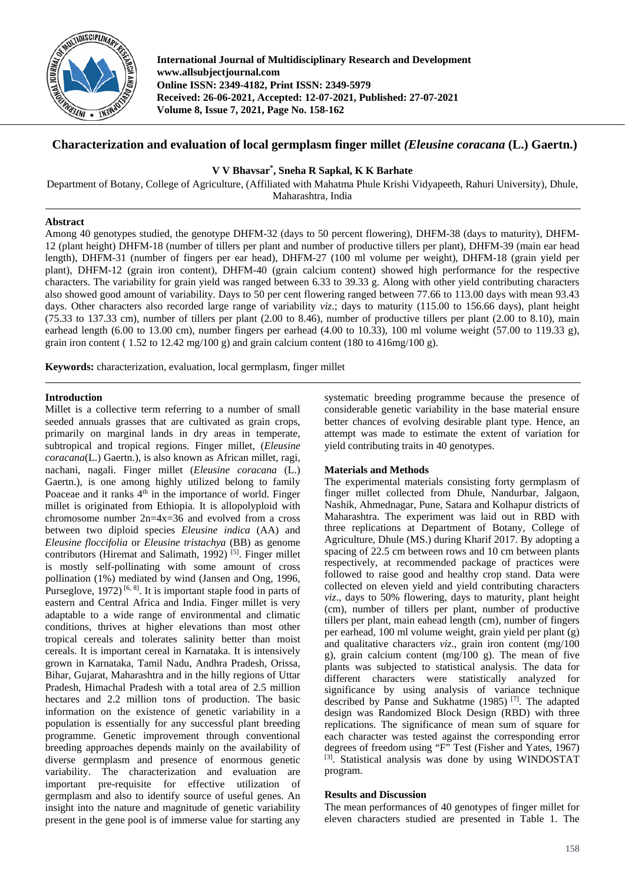# Characterization and evaluation of local germplasm finger millet *(Eleusine coracana* (L.) Gaertn.)

**V V Bhavsar*, Sneha R Sapkal, K K Barhate**

Department of Botany, College of Agriculture, (Affiliated with Mahatma Phule Krishi Vidyapeeth, Rahuri University), Dhule, Maharashtra, India

## Abstract

Among 40 genotypes studied, the genotype DHFM-32 (days to 50 percent flowering), DHFM-38 (days to maturity), DHFM-12 (plant height) DHFM-18 (number of tillers per plant and number of productive tillers per plant), DHFM-39 (main ear head length), DHFM-31 (number of fingers per ear head), DHFM-27 (100 ml volume per weight), DHFM-18 (grain yield per plant), DHFM-12 (grain iron content), DHFM-40 (grain calcium content) showed high performance for the respective characters. The variability for grain yield was ranged between 6.33 to 39.33 g. Along with other yield contributing characters also showed good amount of variability. Days to 50 per cent flowering ranged between 77.66 to 113.00 days with mean 93.43 days. Other characters also recorded large range of variability *viz*.; days to maturity (115.00 to 156.66 days), plant height (75.33 to 137.33 cm), number of tillers per plant (2.00 to 8.46), number of productive tillers per plant (2.00 to 8.10), main earhead length (6.00 to 13.00 cm), number fingers per earhead (4.00 to 10.33), 100 ml volume weight (57.00 to 119.33 g), grain iron content ( 1.52 to 12.42 mg/100 g) and grain calcium content (180 to 416mg/100 g).

**Keywords:** characterization, evaluation, local germplasm, finger millet

## Introduction

Millet is a collective term referring to a number of small seeded annuals grasses that are cultivated as grain crops, primarily on marginal lands in dry areas in temperate, subtropical and tropical regions. Finger millet, (*Eleusine coracana*(L.) Gaertn.), is also known as African millet, ragi, nachani, nagali. Finger millet (*Eleusine coracana* (L.) Gaertn.), is one among highly utilized belong to family Poaceae and it ranks 4th in the importance of world. Finger millet is originated from Ethiopia. It is allopolyploid with chromosome number 2n=4x=36 and evolved from a cross between two diploid species *Eleusine indica* (AA) and *Eleusine floccifolia* or *Eleusine tristachya* (BB) as genome contributors (Hiremat and Salimath, 1992) [5]. Finger millet is mostly self-pollinating with some amount of cross pollination (1%) mediated by wind (Jansen and Ong, 1996, Purseglove, 1972) [6, 8]. It is important staple food in parts of eastern and Central Africa and India. Finger millet is very adaptable to a wide range of environmental and climatic conditions, thrives at higher elevations than most other tropical cereals and tolerates salinity better than moist cereals. It is important cereal in Karnataka. It is intensively grown in Karnataka, Tamil Nadu, Andhra Pradesh, Orissa, Bihar, Gujarat, Maharashtra and in the hilly regions of Uttar Pradesh, Himachal Pradesh with a total area of 2.5 million hectares and 2.2 million tons of production. The basic information on the existence of genetic variability in a population is essentially for any successful plant breeding programme. Genetic improvement through conventional breeding approaches depends mainly on the availability of diverse germplasm and presence of enormous genetic variability. The characterization and evaluation are important pre-requisite for effective utilization of germplasm and also to identify source of useful genes. An insight into the nature and magnitude of genetic variability present in the gene pool is of immerse value for starting any systematic breeding programme because the presence of considerable genetic variability in the base material ensure better chances of evolving desirable plant type. Hence, an attempt was made to estimate the extent of variation for yield contributing traits in 40 genotypes.

## Materials and Methods

The experimental materials consisting forty germplasm of finger millet collected from Dhule, Nandurbar, Jalgaon, Nashik, Ahmednagar, Pune, Satara and Kolhapur districts of Maharashtra. The experiment was laid out in RBD with three replications at Department of Botany, College of Agriculture, Dhule (MS.) during Kharif 2017. By adopting a spacing of 22.5 cm between rows and 10 cm between plants respectively, at recommended package of practices were followed to raise good and healthy crop stand. Data were collected on eleven yield and yield contributing characters *viz*., days to 50% flowering, days to maturity, plant height (cm), number of tillers per plant, number of productive tillers per plant, main eahead length (cm), number of fingers per earhead, 100 ml volume weight, grain yield per plant (g) and qualitative characters *viz*., grain iron content (mg/100 g), grain calcium content (mg/100 g). The mean of five plants was subjected to statistical analysis. The data for different characters were statistically analyzed for significance by using analysis of variance technique described by Panse and Sukhatme (1985) [7]. The adapted design was Randomized Block Design (RBD) with three replications. The significance of mean sum of square for each character was tested against the corresponding error degrees of freedom using "F" Test (Fisher and Yates, 1967) [3]. Statistical analysis was done by using WINDOSTAT program.

## Results and Discussion

The mean performances of 40 genotypes of finger millet for eleven characters studied are presented in Table 1. The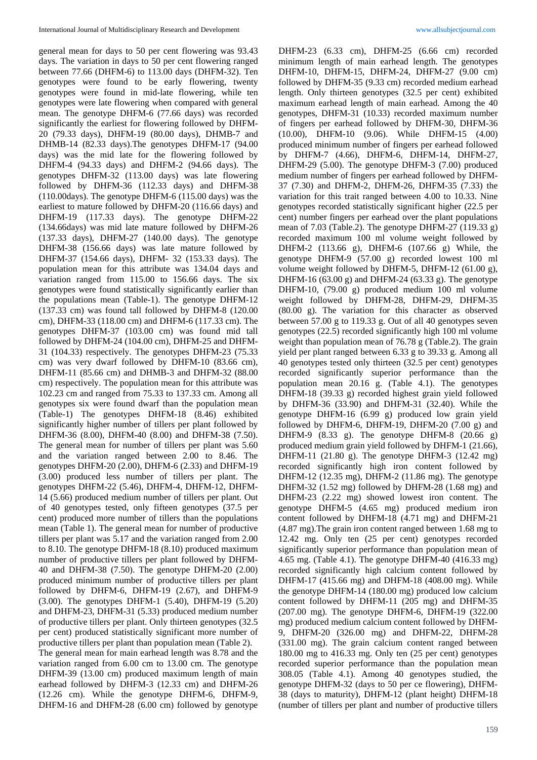general mean for days to 50 per cent flowering was 93.43 days. The variation in days to 50 per cent flowering ranged between 77.66 (DHFM-6) to 113.00 days (DHFM-32). Ten genotypes were found to be early flowering, twenty genotypes were found in mid-late flowering, while ten genotypes were late flowering when compared with general mean. The genotype DHFM-6 (77.66 days) was recorded significantly the earliest for flowering followed by DHFM-20 (79.33 days), DHFM-19 (80.00 days), DHMB-7 and DHMB-14 (82.33 days).The genotypes DHFM-17 (94.00 days) was the mid late for the flowering followed by DHFM-4 (94.33 days) and DHFM-2 (94.66 days). The genotypes DHFM-32 (113.00 days) was late flowering followed by DHFM-36 (112.33 days) and DHFM-38 (110.00days). The genotype DHFM-6 (115.00 days) was the earliest to mature followed by DHFM-20 (116.66 days) and DHFM-19 (117.33 days). The genotype DHFM-22 (134.66days) was mid late mature followed by DHFM-26 (137.33 days), DHFM-27 (140.00 days). The genotype DHFM-38 (156.66 days) was late mature followed by DHFM-37 (154.66 days), DHFM- 32 (153.33 days). The population mean for this attribute was 134.04 days and variation ranged from 115.00 to 156.66 days. The six genotypes were found statistically significantly earlier than the populations mean (Table-1). The genotype DHFM-12 (137.33 cm) was found tall followed by DHFM-8 (120.00 cm), DHFM-33 (118.00 cm) and DHFM-6 (117.33 cm). The genotypes DHFM-37 (103.00 cm) was found mid tall followed by DHFM-24 (104.00 cm), DHFM-25 and DHFM-31 (104.33) respectively. The genotypes DHFM-23 (75.33 cm) was very dwarf followed by DHFM-10 (83.66 cm), DHFM-11 (85.66 cm) and DHMB-3 and DHFM-32 (88.00 cm) respectively. The population mean for this attribute was 102.23 cm and ranged from 75.33 to 137.33 cm. Among all genotypes six were found dwarf than the population mean (Table-1) The genotypes DHFM-18 (8.46) exhibited significantly higher number of tillers per plant followed by DHFM-36 (8.00), DHFM-40 (8.00) and DHFM-38 (7.50). The general mean for number of tillers per plant was 5.60 and the variation ranged between 2.00 to 8.46. The genotypes DHFM-20 (2.00), DHFM-6 (2.33) and DHFM-19 (3.00) produced less number of tillers per plant. The genotypes DHFM-22 (5.46), DHFM-4, DHFM-12, DHFM-14 (5.66) produced medium number of tillers per plant. Out of 40 genotypes tested, only fifteen genotypes (37.5 per cent) produced more number of tillers than the populations mean (Table 1). The general mean for number of productive tillers per plant was 5.17 and the variation ranged from 2.00 to 8.10. The genotype DHFM-18 (8.10) produced maximum number of productive tillers per plant followed by DHFM-40 and DHFM-38 (7.50). The genotype DHFM-20 (2.00) produced minimum number of productive tillers per plant followed by DHFM-6, DHFM-19 (2.67), and DHFM-9 (3.00). The genotypes DHFM-1 (5.40), DHFM-19 (5.20) and DHFM-23, DHFM-31 (5.33) produced medium number of productive tillers per plant. Only thirteen genotypes (32.5 per cent) produced statistically significant more number of productive tillers per plant than population mean (Table 2).

The general mean for main earhead length was 8.78 and the variation ranged from 6.00 cm to 13.00 cm. The genotype DHFM-39 (13.00 cm) produced maximum length of main earhead followed by DHFM-3 (12.33 cm) and DHFM-26 (12.26 cm). While the genotype DHFM-6, DHFM-9, DHFM-16 and DHFM-28 (6.00 cm) followed by genotype DHFM-23 (6.33 cm), DHFM-25 (6.66 cm) recorded minimum length of main earhead length. The genotypes DHFM-10, DHFM-15, DHFM-24, DHFM-27 (9.00 cm) followed by DHFM-35 (9.33 cm) recorded medium earhead length. Only thirteen genotypes (32.5 per cent) exhibited maximum earhead length of main earhead. Among the 40 genotypes, DHFM-31 (10.33) recorded maximum number of fingers per earhead followed by DHFM-30, DHFM-36 (10.00), DHFM-10 (9.06). While DHFM-15 (4.00) produced minimum number of fingers per earhead followed by DHFM-7 (4.66), DHFM-6, DHFM-14, DHFM-27, DHFM-29 (5.00). The genotype DHFM-3 (7.00) produced medium number of fingers per earhead followed by DHFM-37 (7.30) and DHFM-2, DHFM-26, DHFM-35 (7.33) the variation for this trait ranged between 4.00 to 10.33. Nine genotypes recorded statistically significant higher (22.5 per cent) number fingers per earhead over the plant populations mean of 7.03 (Table.2). The genotype DHFM-27 (119.33 g) recorded maximum 100 ml volume weight followed by DHFM-2 (113.66 g), DHFM-6 (107.66 g) While, the genotype DHFM-9 (57.00 g) recorded lowest 100 ml volume weight followed by DHFM-5, DHFM-12 (61.00 g), DHFM-16 (63.00 g) and DHFM-24 (63.33 g). The genotype DHFM-10, (79.00 g) produced medium 100 ml volume weight followed by DHFM-28, DHFM-29, DHFM-35 (80.00 g). The variation for this character as observed between 57.00 g to 119.33 g. Out of all 40 genotypes seven genotypes (22.5) recorded significantly high 100 ml volume weight than population mean of 76.78 g (Table.2). The grain yield per plant ranged between 6.33 g to 39.33 g. Among all 40 genotypes tested only thirteen (32.5 per cent) genotypes recorded significantly superior performance than the population mean 20.16 g. (Table 4.1). The genotypes DHFM-18 (39.33 g) recorded highest grain yield followed by DHFM-36 (33.90) and DHFM-31 (32.40). While the genotype DHFM-16 (6.99 g) produced low grain yield followed by DHFM-6, DHFM-19, DHFM-20 (7.00 g) and DHFM-9 (8.33 g). The genotype DHFM-8 (20.66 g) produced medium grain yield followed by DHFM-1 (21.66), DHFM-11 (21.80 g). The genotype DHFM-3 (12.42 mg) recorded significantly high iron content followed by DHFM-12 (12.35 mg), DHFM-2 (11.86 mg). The genotype DHFM-32 (1.52 mg) followed by DHFM-28 (1.68 mg) and DHFM-23 (2.22 mg) showed lowest iron content. The genotype DHFM-5 (4.65 mg) produced medium iron content followed by DHFM-18 (4.71 mg) and DHFM-21 (4.87 mg).The grain iron content ranged between 1.68 mg to 12.42 mg. Only ten (25 per cent) genotypes recorded significantly superior performance than population mean of 4.65 mg. (Table 4.1). The genotype DHFM-40 (416.33 mg) recorded significantly high calcium content followed by DHFM-17 (415.66 mg) and DHFM-18 (408.00 mg). While the genotype DHFM-14 (180.00 mg) produced low calcium content followed by DHFM-11 (205 mg) and DHFM-35 (207.00 mg). The genotype DHFM-6, DHFM-19 (322.00 mg) produced medium calcium content followed by DHFM-9, DHFM-20 (326.00 mg) and DHFM-22, DHFM-28 (331.00 mg). The grain calcium content ranged between 180.00 mg to 416.33 mg. Only ten (25 per cent) genotypes recorded superior performance than the population mean 308.05 (Table 4.1). Among 40 genotypes studied, the genotype DHFM-32 (days to 50 per ce flowering), DHFM-38 (days to maturity), DHFM-12 (plant height) DHFM-18 (number of tillers per plant and number of productive tillers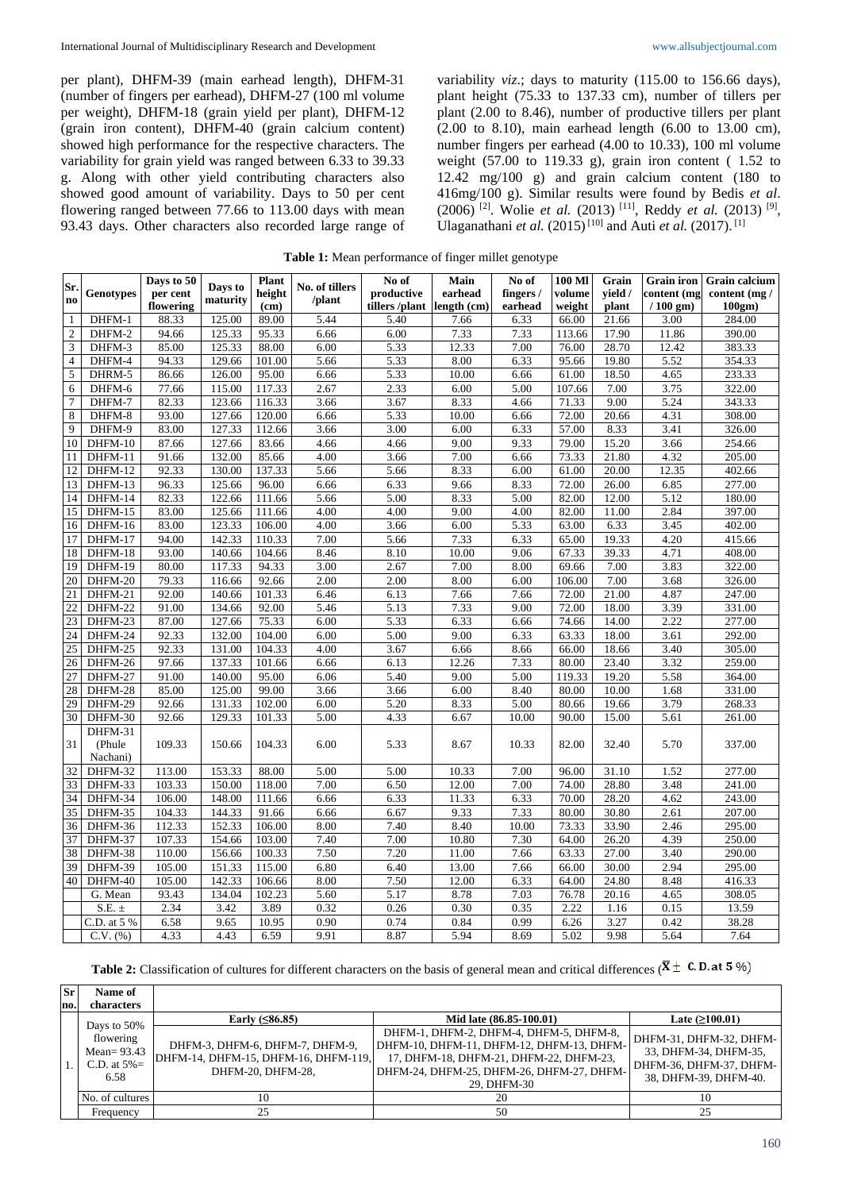per plant), DHFM-39 (main earhead length), DHFM-31 (number of fingers per earhead), DHFM-27 (100 ml volume per weight), DHFM-18 (grain yield per plant), DHFM-12 (grain iron content), DHFM-40 (grain calcium content) showed high performance for the respective characters. The variability for grain yield was ranged between 6.33 to 39.33 g. Along with other yield contributing characters also showed good amount of variability. Days to 50 per cent flowering ranged between 77.66 to 113.00 days with mean 93.43 days. Other characters also recorded large range of variability *viz*.; days to maturity (115.00 to 156.66 days), plant height (75.33 to 137.33 cm), number of tillers per plant (2.00 to 8.46), number of productive tillers per plant (2.00 to 8.10), main earhead length (6.00 to 13.00 cm), number fingers per earhead (4.00 to 10.33), 100 ml volume weight (57.00 to 119.33 g), grain iron content ( 1.52 to 12.42 mg/100 g) and grain calcium content (180 to 416mg/100 g). Similar results were found by Bedis *et al*. (2006) [2]. Wolie *et al.* (2013) [11], Reddy *et al.* (2013) [9], Ulaganathani *et al.* (2015) [10] and Auti *et al.* (2017). [1]

**Table 1:** Mean performance of finger millet genotype

| Sr. no | Genotypes | Days to 50 per cent flowering | Days to maturity | Plant height (cm) | No. of tillers /plant | No of productive tillers /plant | Main earhead length (cm) | No of fingers / earhead | 100 Ml volume weight | Grain yield / plant | Grain iron content (mg / 100 gm) | Grain calcium content (mg / 100gm) |
|---|---|---|---|---|---|---|---|---|---|---|---|---|
| 1 | DHFM-1 | 88.33 | 125.00 | 89.00 | 5.44 | 5.40 | 7.66 | 6.33 | 66.00 | 21.66 | 3.00 | 284.00 |
| 2 | DHFM-2 | 94.66 | 125.33 | 95.33 | 6.66 | 6.00 | 7.33 | 7.33 | 113.66 | 17.90 | 11.86 | 390.00 |
| 3 | DHFM-3 | 85.00 | 125.33 | 88.00 | 6.00 | 5.33 | 12.33 | 7.00 | 76.00 | 28.70 | 12.42 | 383.33 |
| 4 | DHFM-4 | 94.33 | 129.66 | 101.00 | 5.66 | 5.33 | 8.00 | 6.33 | 95.66 | 19.80 | 5.52 | 354.33 |
| 5 | DHRM-5 | 86.66 | 126.00 | 95.00 | 6.66 | 5.33 | 10.00 | 6.66 | 61.00 | 18.50 | 4.65 | 233.33 |
| 6 | DHFM-6 | 77.66 | 115.00 | 117.33 | 2.67 | 2.33 | 6.00 | 5.00 | 107.66 | 7.00 | 3.75 | 322.00 |
| 7 | DHFM-7 | 82.33 | 123.66 | 116.33 | 3.66 | 3.67 | 8.33 | 4.66 | 71.33 | 9.00 | 5.24 | 343.33 |
| 8 | DHFM-8 | 93.00 | 127.66 | 120.00 | 6.66 | 5.33 | 10.00 | 6.66 | 72.00 | 20.66 | 4.31 | 308.00 |
| 9 | DHFM-9 | 83.00 | 127.33 | 112.66 | 3.66 | 3.00 | 6.00 | 6.33 | 57.00 | 8.33 | 3.41 | 326.00 |
| 10 | DHFM-10 | 87.66 | 127.66 | 83.66 | 4.66 | 4.66 | 9.00 | 9.33 | 79.00 | 15.20 | 3.66 | 254.66 |
| 11 | DHFM-11 | 91.66 | 132.00 | 85.66 | 4.00 | 3.66 | 7.00 | 6.66 | 73.33 | 21.80 | 4.32 | 205.00 |
| 12 | DHFM-12 | 92.33 | 130.00 | 137.33 | 5.66 | 5.66 | 8.33 | 6.00 | 61.00 | 20.00 | 12.35 | 402.66 |
| 13 | DHFM-13 | 96.33 | 125.66 | 96.00 | 6.66 | 6.33 | 9.66 | 8.33 | 72.00 | 26.00 | 6.85 | 277.00 |
| 14 | DHFM-14 | 82.33 | 122.66 | 111.66 | 5.66 | 5.00 | 8.33 | 5.00 | 82.00 | 12.00 | 5.12 | 180.00 |
| 15 | DHFM-15 | 83.00 | 125.66 | 111.66 | 4.00 | 4.00 | 9.00 | 4.00 | 82.00 | 11.00 | 2.84 | 397.00 |
| 16 | DHFM-16 | 83.00 | 123.33 | 106.00 | 4.00 | 3.66 | 6.00 | 5.33 | 63.00 | 6.33 | 3.45 | 402.00 |
| 17 | DHFM-17 | 94.00 | 142.33 | 110.33 | 7.00 | 5.66 | 7.33 | 6.33 | 65.00 | 19.33 | 4.20 | 415.66 |
| 18 | DHFM-18 | 93.00 | 140.66 | 104.66 | 8.46 | 8.10 | 10.00 | 9.06 | 67.33 | 39.33 | 4.71 | 408.00 |
| 19 | DHFM-19 | 80.00 | 117.33 | 94.33 | 3.00 | 2.67 | 7.00 | 8.00 | 69.66 | 7.00 | 3.83 | 322.00 |
| 20 | DHFM-20 | 79.33 | 116.66 | 92.66 | 2.00 | 2.00 | 8.00 | 6.00 | 106.00 | 7.00 | 3.68 | 326.00 |
| 21 | DHFM-21 | 92.00 | 140.66 | 101.33 | 6.46 | 6.13 | 7.66 | 7.66 | 72.00 | 21.00 | 4.87 | 247.00 |
| 22 | DHFM-22 | 91.00 | 134.66 | 92.00 | 5.46 | 5.13 | 7.33 | 9.00 | 72.00 | 18.00 | 3.39 | 331.00 |
| 23 | DHFM-23 | 87.00 | 127.66 | 75.33 | 6.00 | 5.33 | 6.33 | 6.66 | 74.66 | 14.00 | 2.22 | 277.00 |
| 24 | DHFM-24 | 92.33 | 132.00 | 104.00 | 6.00 | 5.00 | 9.00 | 6.33 | 63.33 | 18.00 | 3.61 | 292.00 |
| 25 | DHFM-25 | 92.33 | 131.00 | 104.33 | 4.00 | 3.67 | 6.66 | 8.66 | 66.00 | 18.66 | 3.40 | 305.00 |
| 26 | DHFM-26 | 97.66 | 137.33 | 101.66 | 6.66 | 6.13 | 12.26 | 7.33 | 80.00 | 23.40 | 3.32 | 259.00 |
| 27 | DHFM-27 | 91.00 | 140.00 | 95.00 | 6.06 | 5.40 | 9.00 | 5.00 | 119.33 | 19.20 | 5.58 | 364.00 |
| 28 | DHFM-28 | 85.00 | 125.00 | 99.00 | 3.66 | 3.66 | 6.00 | 8.40 | 80.00 | 10.00 | 1.68 | 331.00 |
| 29 | DHFM-29 | 92.66 | 131.33 | 102.00 | 6.00 | 5.20 | 8.33 | 5.00 | 80.66 | 19.66 | 3.79 | 268.33 |
| 30 | DHFM-30 | 92.66 | 129.33 | 101.33 | 5.00 | 4.33 | 6.67 | 10.00 | 90.00 | 15.00 | 5.61 | 261.00 |
| 31 | DHFM-31 (Phule Nachani) | 109.33 | 150.66 | 104.33 | 6.00 | 5.33 | 8.67 | 10.33 | 82.00 | 32.40 | 5.70 | 337.00 |
| 32 | DHFM-32 | 113.00 | 153.33 | 88.00 | 5.00 | 5.00 | 10.33 | 7.00 | 96.00 | 31.10 | 1.52 | 277.00 |
| 33 | DHFM-33 | 103.33 | 150.00 | 118.00 | 7.00 | 6.50 | 12.00 | 7.00 | 74.00 | 28.80 | 3.48 | 241.00 |
| 34 | DHFM-34 | 106.00 | 148.00 | 111.66 | 6.66 | 6.33 | 11.33 | 6.33 | 70.00 | 28.20 | 4.62 | 243.00 |
| 35 | DHFM-35 | 104.33 | 144.33 | 91.66 | 6.66 | 6.67 | 9.33 | 7.33 | 80.00 | 30.80 | 2.61 | 207.00 |
| 36 | DHFM-36 | 112.33 | 152.33 | 106.00 | 8.00 | 7.40 | 8.40 | 10.00 | 73.33 | 33.90 | 2.46 | 295.00 |
| 37 | DHFM-37 | 107.33 | 154.66 | 103.00 | 7.40 | 7.00 | 10.80 | 7.30 | 64.00 | 26.20 | 4.39 | 250.00 |
| 38 | DHFM-38 | 110.00 | 156.66 | 100.33 | 7.50 | 7.20 | 11.00 | 7.66 | 63.33 | 27.00 | 3.40 | 290.00 |
| 39 | DHFM-39 | 105.00 | 151.33 | 115.00 | 6.80 | 6.40 | 13.00 | 7.66 | 66.00 | 30.00 | 2.94 | 295.00 |
| 40 | DHFM-40 | 105.00 | 142.33 | 106.66 | 8.00 | 7.50 | 12.00 | 6.33 | 64.00 | 24.80 | 8.48 | 416.33 |
| | G. Mean | 93.43 | 134.04 | 102.23 | 5.60 | 5.17 | 8.78 | 7.03 | 76.78 | 20.16 | 4.65 | 308.05 |
| | S.E. ± | 2.34 | 3.42 | 3.89 | 0.32 | 0.26 | 0.30 | 0.35 | 2.22 | 1.16 | 0.15 | 13.59 |
| | C.D. at 5 % | 6.58 | 9.65 | 10.95 | 0.90 | 0.74 | 0.84 | 0.99 | 6.26 | 3.27 | 0.42 | 38.28 |
| | C.V. (%) | 4.33 | 4.43 | 6.59 | 9.91 | 8.87 | 5.94 | 8.69 | 5.02 | 9.98 | 5.64 | 7.64 |

**Table 2:** Classification of cultures for different characters on the basis of general mean and critical differences ($\bar{X} \pm$ C. D. at 5 %)

| Sr no. | Name of characters | | | |
|---|---|---|---|---|
| 1. | Days to 50% flowering Mean= 93.43 C.D. at 5%= 6.58 | **Early (≤86.85)** | **Mid late (86.85-100.01)** | **Late (≥100.01)** |
| | | DHFM-3, DHFM-6, DHFM-7, DHFM-9, DHFM-14, DHFM-15, DHFM-16, DHFM-119, DHFM-20, DHFM-28, | DHFM-1, DHFM-2, DHFM-4, DHFM-5, DHFM-8, DHFM-10, DHFM-11, DHFM-12, DHFM-13, DHFM-17, DHFM-18, DHFM-21, DHFM-22, DHFM-23, DHFM-24, DHFM-25, DHFM-26, DHFM-27, DHFM-29, DHFM-30 | DHFM-31, DHFM-32, DHFM-33, DHFM-34, DHFM-35, DHFM-36, DHFM-37, DHFM-38, DHFM-39, DHFM-40. |
| | No. of cultures | 10 | 20 | 10 |
| | Frequency | 25 | 50 | 25 |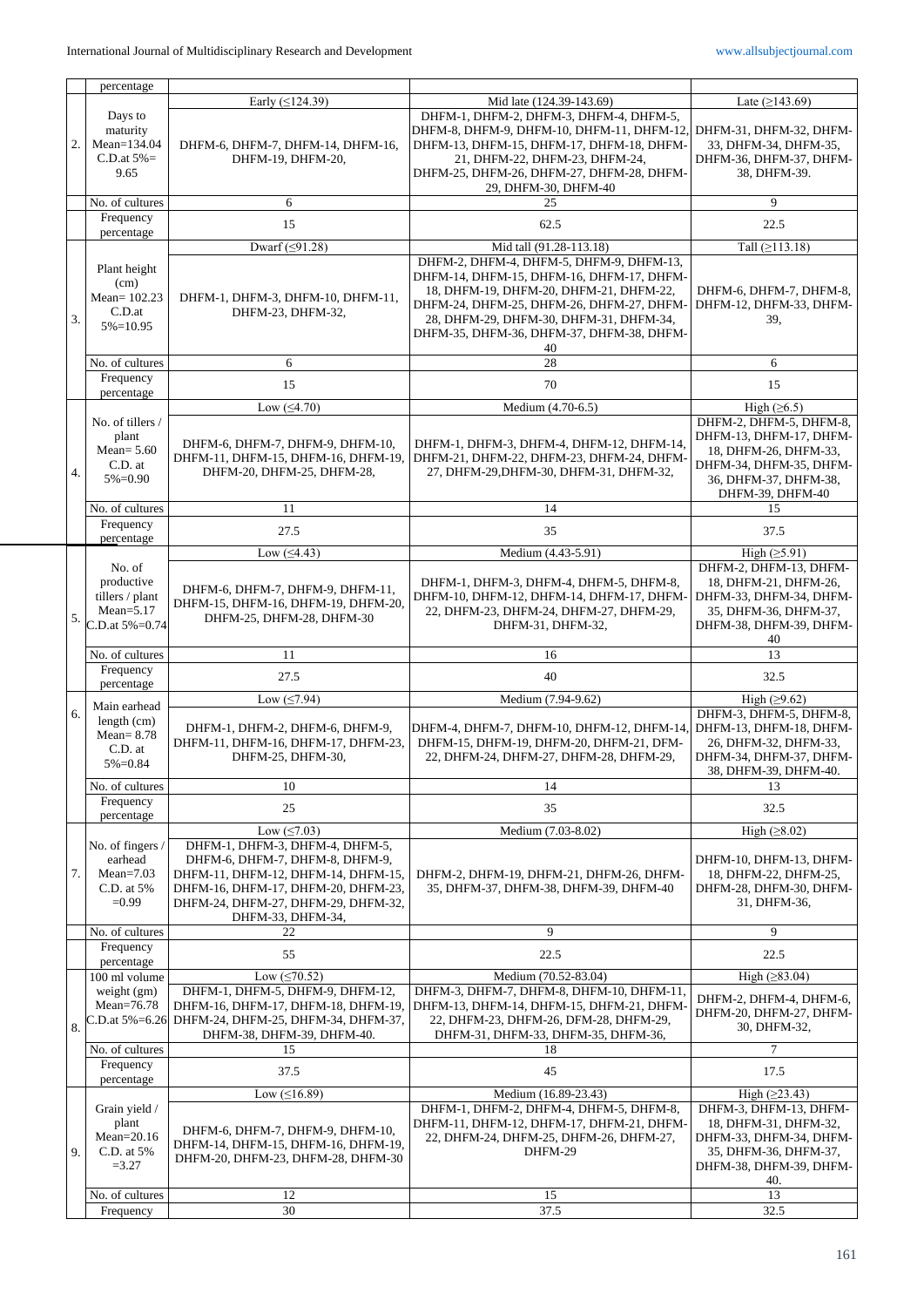| | | | | |
|---|---|---|---|---|
| | percentage | | | |
| 2. | Days to maturity Mean=134.04 C.D.at 5%= 9.65 | Early (≤124.39) | Mid late (124.39-143.69) | Late (≥143.69) |
| | | DHFM-6, DHFM-7, DHFM-14, DHFM-16, DHFM-19, DHFM-20, | DHFM-1, DHFM-2, DHFM-3, DHFM-4, DHFM-5, DHFM-8, DHFM-9, DHFM-10, DHFM-11, DHFM-12, DHFM-13, DHFM-15, DHFM-17, DHFM-18, DHFM-21, DHFM-22, DHFM-23, DHFM-24, DHFM-25, DHFM-26, DHFM-27, DHFM-28, DHFM-29, DHFM-30, DHFM-40 | DHFM-31, DHFM-32, DHFM-33, DHFM-34, DHFM-35, DHFM-36, DHFM-37, DHFM-38, DHFM-39. |
| | No. of cultures | 6 | 25 | 9 |
| | Frequency percentage | 15 | 62.5 | 22.5 |
| 3. | Plant height (cm) Mean= 102.23 C.D.at 5%=10.95 | Dwarf (≤91.28) | Mid tall (91.28-113.18) | Tall (≥113.18) |
| | | DHFM-1, DHFM-3, DHFM-10, DHFM-11, DHFM-23, DHFM-32, | DHFM-2, DHFM-4, DHFM-5, DHFM-9, DHFM-13, DHFM-14, DHFM-15, DHFM-16, DHFM-17, DHFM-18, DHFM-19, DHFM-20, DHFM-21, DHFM-22, DHFM-24, DHFM-25, DHFM-26, DHFM-27, DHFM-28, DHFM-29, DHFM-30, DHFM-31, DHFM-34, DHFM-35, DHFM-36, DHFM-37, DHFM-38, DHFM-40 | DHFM-6, DHFM-7, DHFM-8, DHFM-12, DHFM-33, DHFM-39, |
| | No. of cultures | 6 | 28 | 6 |
| | Frequency percentage | 15 | 70 | 15 |
| 4. | No. of tillers / plant Mean= 5.60 C.D. at 5%=0.90 | Low (≤4.70) | Medium (4.70-6.5) | High (≥6.5) |
| | | DHFM-6, DHFM-7, DHFM-9, DHFM-10, DHFM-11, DHFM-15, DHFM-16, DHFM-19, DHFM-20, DHFM-25, DHFM-28, | DHFM-1, DHFM-3, DHFM-4, DHFM-12, DHFM-14, DHFM-21, DHFM-22, DHFM-23, DHFM-24, DHFM-27, DHFM-29,DHFM-30, DHFM-31, DHFM-32, | DHFM-2, DHFM-5, DHFM-8, DHFM-13, DHFM-17, DHFM-18, DHFM-26, DHFM-33, DHFM-34, DHFM-35, DHFM-36, DHFM-37, DHFM-38, DHFM-39, DHFM-40 |
| | No. of cultures | 11 | 14 | 15 |
| | Frequency percentage | 27.5 | 35 | 37.5 |
| 5. | No. of productive tillers / plant Mean=5.17 C.D.at 5%=0.74 | Low (≤4.43) | Medium (4.43-5.91) | High (≥5.91) |
| | | DHFM-6, DHFM-7, DHFM-9, DHFM-11, DHFM-15, DHFM-16, DHFM-19, DHFM-20, DHFM-25, DHFM-28, DHFM-30 | DHFM-1, DHFM-3, DHFM-4, DHFM-5, DHFM-8, DHFM-10, DHFM-12, DHFM-14, DHFM-17, DHFM-22, DHFM-23, DHFM-24, DHFM-27, DHFM-29, DHFM-31, DHFM-32, | DHFM-2, DHFM-13, DHFM-18, DHFM-21, DHFM-26, DHFM-33, DHFM-34, DHFM-35, DHFM-37, DHFM-38, DHFM-39, DHFM-40 |
| | No. of cultures | 11 | 16 | 13 |
| | Frequency percentage | 27.5 | 40 | 32.5 |
| 6. | Main earhead length (cm) Mean= 8.78 C.D. at 5%=0.84 | Low (≤7.94) | Medium (7.94-9.62) | High (≥9.62) |
| | | DHFM-1, DHFM-2, DHFM-6, DHFM-9, DHFM-11, DHFM-16, DHFM-17, DHFM-23, DHFM-25, DHFM-30, | DHFM-4, DHFM-7, DHFM-10, DHFM-12, DHFM-14, DHFM-15, DHFM-19, DHFM-20, DHFM-21, DFM-22, DHFM-24, DHFM-27, DHFM-28, DHFM-29, | DHFM-3, DHFM-5, DHFM-8, DHFM-13, DHFM-18, DHFM-26, DHFM-32, DHFM-33, DHFM-34, DHFM-37, DHFM-38, DHFM-39, DHFM-40. |
| | No. of cultures | 10 | 14 | 13 |
| | Frequency percentage | 25 | 35 | 32.5 |
| 7. | No. of fingers / earhead Mean=7.03 C.D. at 5% =0.99 | Low (≤7.03) | Medium (7.03-8.02) | High (≥8.02) |
| | | DHFM-1, DHFM-3, DHFM-4, DHFM-5, DHFM-6, DHFM-7, DHFM-8, DHFM-9, DHFM-11, DHFM-12, DHFM-14, DHFM-15, DHFM-16, DHFM-17, DHFM-20, DHFM-23, DHFM-24, DHFM-27, DHFM-29, DHFM-32, DHFM-33, DHFM-34, | DHFM-2, DHFM-19, DHFM-21, DHFM-26, DHFM-35, DHFM-37, DHFM-38, DHFM-39, DHFM-40 | DHFM-10, DHFM-13, DHFM-18, DHFM-22, DHFM-25, DHFM-28, DHFM-30, DHFM-31, DHFM-36, |
| | No. of cultures | 22 | 9 | 9 |
| | Frequency percentage | 55 | 22.5 | 22.5 |
| 8. | 100 ml volume weight (gm) Mean=76.78 C.D.at 5%=6.26 | Low (≤70.52) | Medium (70.52-83.04) | High (≥83.04) |
| | | DHFM-1, DHFM-5, DHFM-9, DHFM-12, DHFM-16, DHFM-17, DHFM-18, DHFM-19, DHFM-24, DHFM-25, DHFM-34, DHFM-37, DHFM-38, DHFM-39, DHFM-40. | DHFM-3, DHFM-7, DHFM-8, DHFM-10, DHFM-11, DHFM-13, DHFM-14, DHFM-15, DHFM-21, DHFM-22, DHFM-23, DHFM-26, DFM-28, DHFM-29, DHFM-31, DHFM-33, DHFM-35, DHFM-36, | DHFM-2, DHFM-4, DHFM-6, DHFM-20, DHFM-27, DHFM-30, DHFM-32, |
| | No. of cultures | 15 | 18 | 7 |
| | Frequency percentage | 37.5 | 45 | 17.5 |
| 9. | Grain yield / plant Mean=20.16 C.D. at 5% =3.27 | Low (≤16.89) | Medium (16.89-23.43) | High (≥23.43) |
| | | DHFM-6, DHFM-7, DHFM-9, DHFM-10, DHFM-14, DHFM-15, DHFM-16, DHFM-19, DHFM-20, DHFM-23, DHFM-28, DHFM-30 | DHFM-1, DHFM-2, DHFM-4, DHFM-5, DHFM-8, DHFM-11, DHFM-12, DHFM-17, DHFM-21, DHFM-22, DHFM-24, DHFM-25, DHFM-26, DHFM-27, DHFM-29 | DHFM-3, DHFM-13, DHFM-18, DHFM-31, DHFM-32, DHFM-33, DHFM-34, DHFM-35, DHFM-36, DHFM-37, DHFM-38, DHFM-39, DHFM-40. |
| | No. of cultures | 12 | 15 | 13 |
| | Frequency | 30 | 37.5 | 32.5 |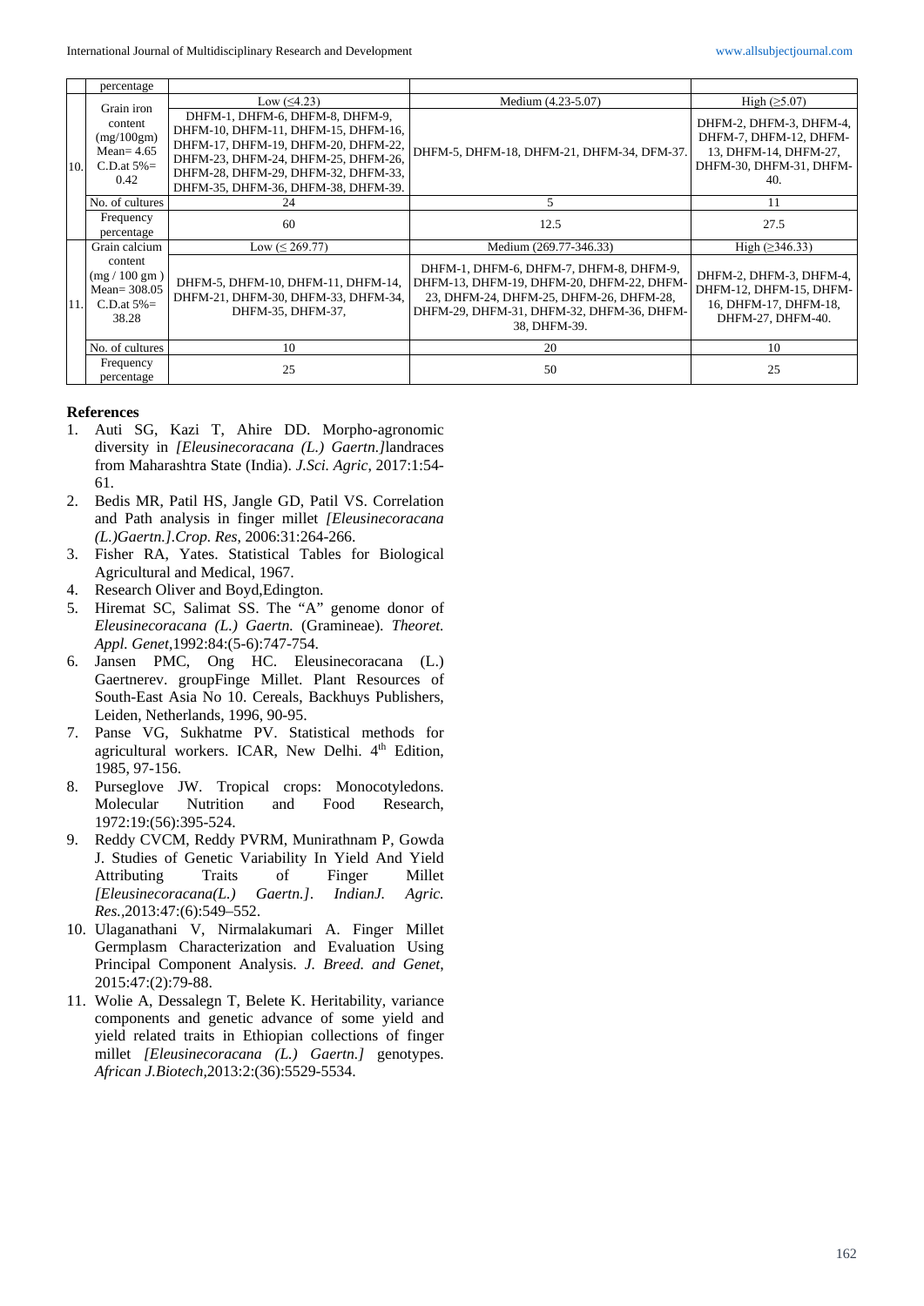| | | | | |
|---|---|---|---|---|
| | percentage | | | |
| 10. | Grain iron content (mg/100gm) Mean= 4.65 C.D.at 5%= 0.42 | Low (≤4.23) | Medium (4.23-5.07) | High (≥5.07) |
| | | DHFM-1, DHFM-6, DHFM-8, DHFM-9, DHFM-10, DHFM-11, DHFM-15, DHFM-16, DHFM-17, DHFM-19, DHFM-20, DHFM-22, DHFM-23, DHFM-24, DHFM-25, DHFM-26, DHFM-28, DHFM-29, DHFM-32, DHFM-33, DHFM-35, DHFM-36, DHFM-38, DHFM-39. | DHFM-5, DHFM-18, DHFM-21, DHFM-34, DFM-37. | DHFM-2, DHFM-3, DHFM-4, DHFM-7, DHFM-12, DHFM-13, DHFM-14, DHFM-27, DHFM-30, DHFM-31, DHFM-40. |
| | No. of cultures | 24 | 5 | 11 |
| | Frequency percentage | 60 | 12.5 | 27.5 |
| 11. | Grain calcium content (mg / 100 gm ) Mean= 308.05 C.D.at 5%= 38.28 | Low (≤ 269.77) | Medium (269.77-346.33) | High (≥346.33) |
| | | DHFM-5, DHFM-10, DHFM-11, DHFM-14, DHFM-21, DHFM-30, DHFM-33, DHFM-34, DHFM-35, DHFM-37, | DHFM-1, DHFM-6, DHFM-7, DHFM-8, DHFM-9, DHFM-13, DHFM-19, DHFM-20, DHFM-22, DHFM-23, DHFM-24, DHFM-25, DHFM-26, DHFM-28, DHFM-29, DHFM-31, DHFM-32, DHFM-36, DHFM-38, DHFM-39. | DHFM-2, DHFM-3, DHFM-4, DHFM-12, DHFM-15, DHFM-16, DHFM-17, DHFM-18, DHFM-27, DHFM-40. |
| | No. of cultures | 10 | 20 | 10 |
| | Frequency percentage | 25 | 50 | 25 |

## References

1. Auti SG, Kazi T, Ahire DD. Morpho-agronomic diversity in *[Eleusinecoracana (L.) Gaertn.]*landraces from Maharashtra State (India). *J.Sci. Agric*, 2017:1:54-61.
2. Bedis MR, Patil HS, Jangle GD, Patil VS. Correlation and Path analysis in finger millet *[Eleusinecoracana (L.)Gaertn.]*.*Crop. Res*, 2006:31:264-266.
3. Fisher RA, Yates. Statistical Tables for Biological Agricultural and Medical, 1967.
4. Research Oliver and Boyd,Edington.
5. Hiremat SC, Salimat SS. The "A" genome donor of *Eleusinecoracana (L.) Gaertn.* (Gramineae). *Theoret. Appl. Genet*,1992:84:(5-6):747-754.
6. Jansen PMC, Ong HC. Eleusinecoracana (L.) Gaertnerev. groupFinge Millet. Plant Resources of South-East Asia No 10. Cereals, Backhuys Publishers, Leiden, Netherlands, 1996, 90-95.
7. Panse VG, Sukhatme PV. Statistical methods for agricultural workers. ICAR, New Delhi. 4th Edition, 1985, 97-156.
8. Purseglove JW. Tropical crops: Monocotyledons. Molecular Nutrition and Food Research, 1972:19:(56):395-524.
9. Reddy CVCM, Reddy PVRM, Munirathnam P, Gowda J. Studies of Genetic Variability In Yield And Yield Attributing Traits of Finger Millet *[Eleusinecoracana(L.) Gaertn.]*. *IndianJ. Agric. Res.*,2013:47:(6):549–552.
10. Ulaganathani V, Nirmalakumari A. Finger Millet Germplasm Characterization and Evaluation Using Principal Component Analysis. *J. Breed. and Genet*, 2015:47:(2):79-88.
11. Wolie A, Dessalegn T, Belete K. Heritability, variance components and genetic advance of some yield and yield related traits in Ethiopian collections of finger millet *[Eleusinecoracana (L.) Gaertn.]* genotypes. *African J.Biotech*,2013:2:(36):5529-5534.